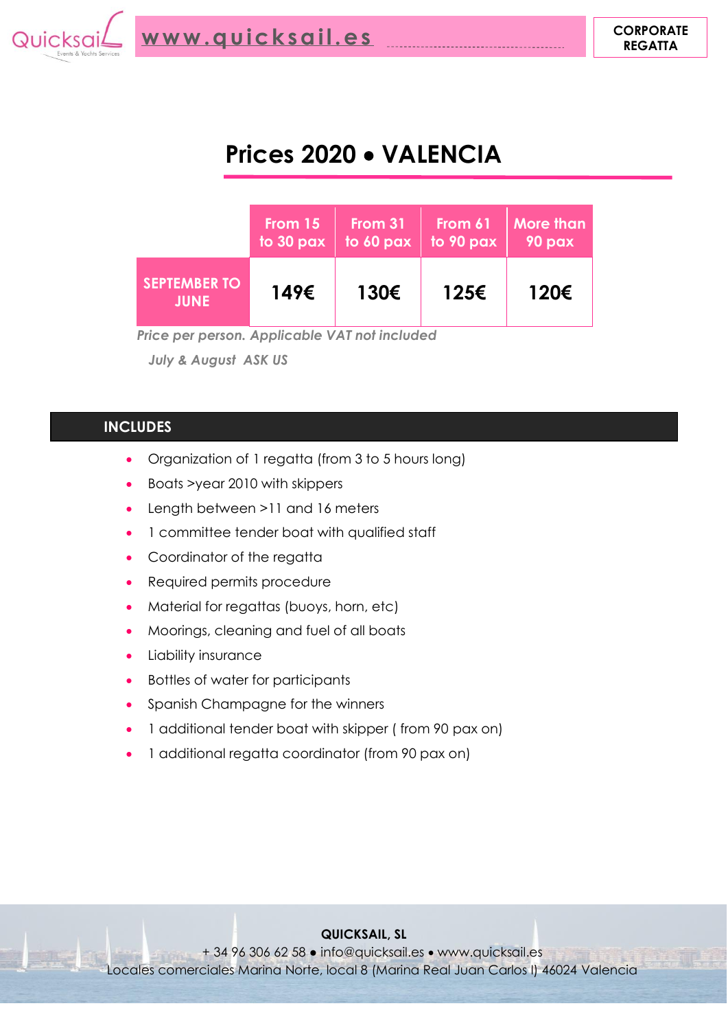Quicksail Events & Yachts Services — www.quicksail.es — CORPORATE REGATTA

# Prices 2020 • VALENCIA

| | From 15 to 30 pax | From 31 to 60 pax | From 61 to 90 pax | More than 90 pax |
|---|---|---|---|---|
| SEPTEMBER TO JUNE | 149€ | 130€ | 125€ | 120€ |

*Price per person. Applicable VAT not included*

*July & August ASK US*

## INCLUDES

- Organization of 1 regatta (from 3 to 5 hours long)
- Boats >year 2010 with skippers
- Length between >11 and 16 meters
- 1 committee tender boat with qualified staff
- Coordinator of the regatta
- Required permits procedure
- Material for regattas (buoys, horn, etc)
- Moorings, cleaning and fuel of all boats
- Liability insurance
- Bottles of water for participants
- Spanish Champagne for the winners
- 1 additional tender boat with skipper ( from 90 pax on)
- 1 additional regatta coordinator (from 90 pax on)

**QUICKSAIL, SL**
+ 34 96 306 62 58 • info@quicksail.es • www.quicksail.es
Locales comerciales Marina Norte, local 8 (Marina Real Juan Carlos I) 46024 Valencia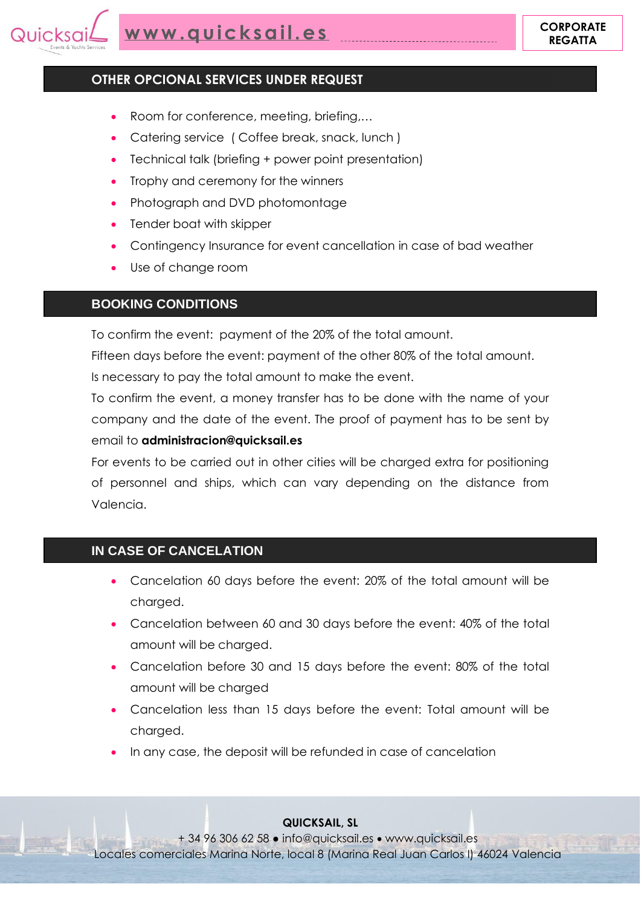## OTHER OPCIONAL SERVICES UNDER REQUEST

- Room for conference, meeting, briefing,…
- Catering service ( Coffee break, snack, lunch )
- Technical talk (briefing + power point presentation)
- Trophy and ceremony for the winners
- Photograph and DVD photomontage
- Tender boat with skipper
- Contingency Insurance for event cancellation in case of bad weather
- Use of change room

## BOOKING CONDITIONS

To confirm the event: payment of the 20% of the total amount.
Fifteen days before the event: payment of the other 80% of the total amount.
Is necessary to pay the total amount to make the event.
To confirm the event, a money transfer has to be done with the name of your company and the date of the event. The proof of payment has to be sent by email to **administracion@quicksail.es**
For events to be carried out in other cities will be charged extra for positioning of personnel and ships, which can vary depending on the distance from Valencia.

## IN CASE OF CANCELATION

- Cancelation 60 days before the event: 20% of the total amount will be charged.
- Cancelation between 60 and 30 days before the event: 40% of the total amount will be charged.
- Cancelation before 30 and 15 days before the event: 80% of the total amount will be charged
- Cancelation less than 15 days before the event: Total amount will be charged.
- In any case, the deposit will be refunded in case of cancelation

**QUICKSAIL, SL**
+ 34 96 306 62 58 ● info@quicksail.es ● www.quicksail.es
Locales comerciales Marina Norte, local 8 (Marina Real Juan Carlos I) 46024 Valencia